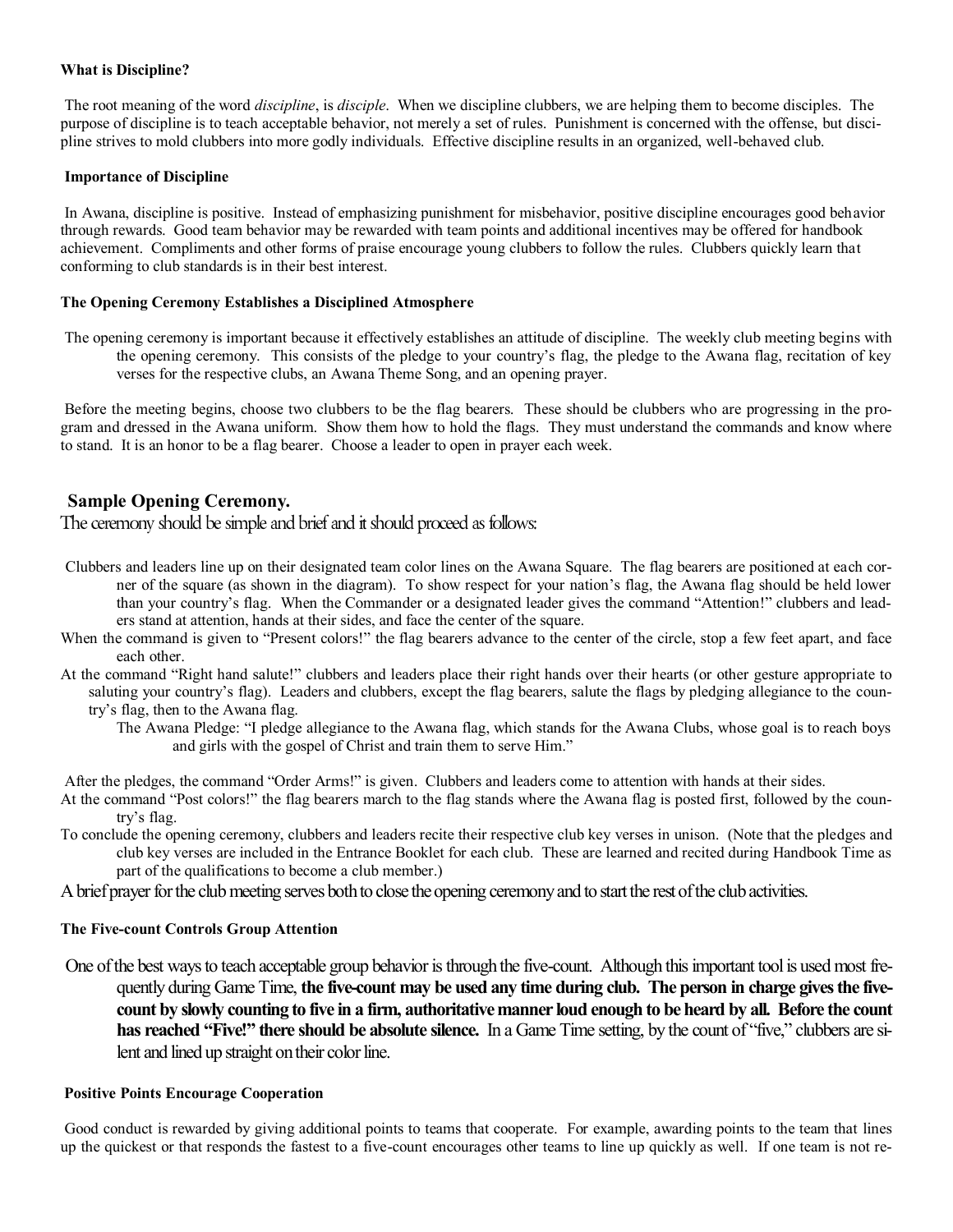**What is Discipline?**

The root meaning of the word *discipline*, is *disciple*. When we discipline clubbers, we are helping them to become disciples. The purpose of discipline is to teach acceptable behavior, not merely a set of rules. Punishment is concerned with the offense, but discipline strives to mold clubbers into more godly individuals. Effective discipline results in an organized, well-behaved club.

**Importance of Discipline**

In Awana, discipline is positive. Instead of emphasizing punishment for misbehavior, positive discipline encourages good behavior through rewards. Good team behavior may be rewarded with team points and additional incentives may be offered for handbook achievement. Compliments and other forms of praise encourage young clubbers to follow the rules. Clubbers quickly learn that conforming to club standards is in their best interest.

**The Opening Ceremony Establishes a Disciplined Atmosphere**

The opening ceremony is important because it effectively establishes an attitude of discipline. The weekly club meeting begins with the opening ceremony. This consists of the pledge to your country's flag, the pledge to the Awana flag, recitation of key verses for the respective clubs, an Awana Theme Song, and an opening prayer.

Before the meeting begins, choose two clubbers to be the flag bearers. These should be clubbers who are progressing in the program and dressed in the Awana uniform. Show them how to hold the flags. They must understand the commands and know where to stand. It is an honor to be a flag bearer. Choose a leader to open in prayer each week.

## Sample Opening Ceremony.

The ceremony should be simple and brief and it should proceed as follows:

Clubbers and leaders line up on their designated team color lines on the Awana Square. The flag bearers are positioned at each corner of the square (as shown in the diagram). To show respect for your nation's flag, the Awana flag should be held lower than your country's flag. When the Commander or a designated leader gives the command "Attention!" clubbers and leaders stand at attention, hands at their sides, and face the center of the square.

When the command is given to "Present colors!" the flag bearers advance to the center of the circle, stop a few feet apart, and face each other.

At the command "Right hand salute!" clubbers and leaders place their right hands over their hearts (or other gesture appropriate to saluting your country's flag). Leaders and clubbers, except the flag bearers, salute the flags by pledging allegiance to the country's flag, then to the Awana flag.

The Awana Pledge: "I pledge allegiance to the Awana flag, which stands for the Awana Clubs, whose goal is to reach boys and girls with the gospel of Christ and train them to serve Him."

After the pledges, the command "Order Arms!" is given. Clubbers and leaders come to attention with hands at their sides.

At the command "Post colors!" the flag bearers march to the flag stands where the Awana flag is posted first, followed by the country's flag.

To conclude the opening ceremony, clubbers and leaders recite their respective club key verses in unison. (Note that the pledges and club key verses are included in the Entrance Booklet for each club. These are learned and recited during Handbook Time as part of the qualifications to become a club member.)

A brief prayer for the club meeting serves both to close the opening ceremony and to start the rest of the club activities.

**The Five-count Controls Group Attention**

One of the best ways to teach acceptable group behavior is through the five-count. Although this important tool is used most frequently during Game Time, **the five-count may be used any time during club. The person in charge gives the five-count by slowly counting to five in a firm, authoritative manner loud enough to be heard by all. Before the count has reached "Five!" there should be absolute silence.** In a Game Time setting, by the count of "five," clubbers are silent and lined up straight on their color line.

**Positive Points Encourage Cooperation**

Good conduct is rewarded by giving additional points to teams that cooperate. For example, awarding points to the team that lines up the quickest or that responds the fastest to a five-count encourages other teams to line up quickly as well. If one team is not re-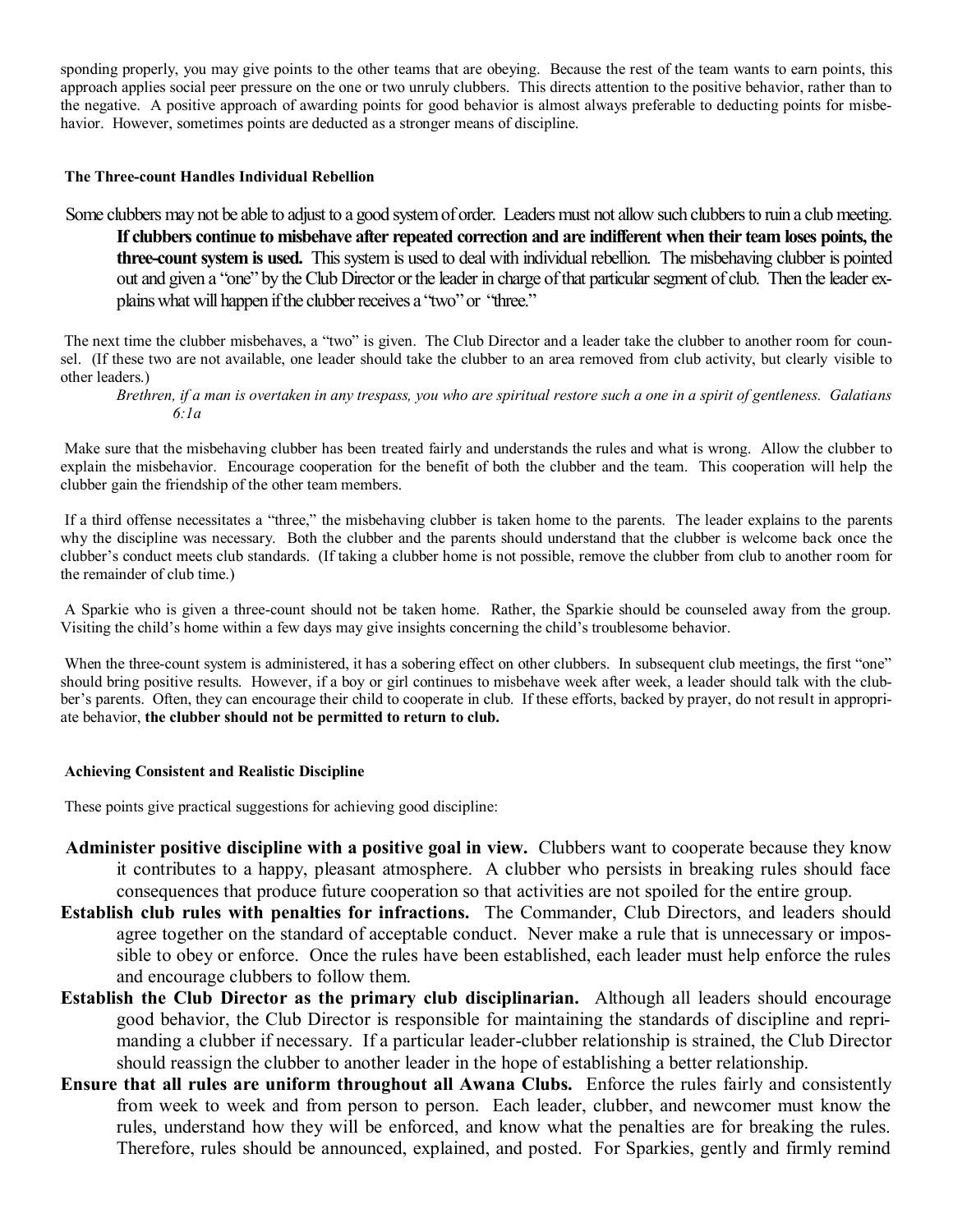sponding properly, you may give points to the other teams that are obeying. Because the rest of the team wants to earn points, this approach applies social peer pressure on the one or two unruly clubbers. This directs attention to the positive behavior, rather than to the negative. A positive approach of awarding points for good behavior is almost always preferable to deducting points for misbehavior. However, sometimes points are deducted as a stronger means of discipline.

### The Three-count Handles Individual Rebellion

Some clubbers may not be able to adjust to a good system of order. Leaders must not allow such clubbers to ruin a club meeting. **If clubbers continue to misbehave after repeated correction and are indifferent when their team loses points, the three-count system is used.** This system is used to deal with individual rebellion. The misbehaving clubber is pointed out and given a "one" by the Club Director or the leader in charge of that particular segment of club. Then the leader explains what will happen if the clubber receives a "two" or "three."

The next time the clubber misbehaves, a "two" is given. The Club Director and a leader take the clubber to another room for counsel. (If these two are not available, one leader should take the clubber to an area removed from club activity, but clearly visible to other leaders.)

*Brethren, if a man is overtaken in any trespass, you who are spiritual restore such a one in a spirit of gentleness. Galatians 6:1a*

Make sure that the misbehaving clubber has been treated fairly and understands the rules and what is wrong. Allow the clubber to explain the misbehavior. Encourage cooperation for the benefit of both the clubber and the team. This cooperation will help the clubber gain the friendship of the other team members.

If a third offense necessitates a "three," the misbehaving clubber is taken home to the parents. The leader explains to the parents why the discipline was necessary. Both the clubber and the parents should understand that the clubber is welcome back once the clubber's conduct meets club standards. (If taking a clubber home is not possible, remove the clubber from club to another room for the remainder of club time.)

A Sparkie who is given a three-count should not be taken home. Rather, the Sparkie should be counseled away from the group. Visiting the child's home within a few days may give insights concerning the child's troublesome behavior.

When the three-count system is administered, it has a sobering effect on other clubbers. In subsequent club meetings, the first "one" should bring positive results. However, if a boy or girl continues to misbehave week after week, a leader should talk with the clubber's parents. Often, they can encourage their child to cooperate in club. If these efforts, backed by prayer, do not result in appropriate behavior, **the clubber should not be permitted to return to club.**

### Achieving Consistent and Realistic Discipline

These points give practical suggestions for achieving good discipline:

**Administer positive discipline with a positive goal in view.** Clubbers want to cooperate because they know it contributes to a happy, pleasant atmosphere. A clubber who persists in breaking rules should face consequences that produce future cooperation so that activities are not spoiled for the entire group.

**Establish club rules with penalties for infractions.** The Commander, Club Directors, and leaders should agree together on the standard of acceptable conduct. Never make a rule that is unnecessary or impossible to obey or enforce. Once the rules have been established, each leader must help enforce the rules and encourage clubbers to follow them.

**Establish the Club Director as the primary club disciplinarian.** Although all leaders should encourage good behavior, the Club Director is responsible for maintaining the standards of discipline and reprimanding a clubber if necessary. If a particular leader-clubber relationship is strained, the Club Director should reassign the clubber to another leader in the hope of establishing a better relationship.

**Ensure that all rules are uniform throughout all Awana Clubs.** Enforce the rules fairly and consistently from week to week and from person to person. Each leader, clubber, and newcomer must know the rules, understand how they will be enforced, and know what the penalties are for breaking the rules. Therefore, rules should be announced, explained, and posted. For Sparkies, gently and firmly remind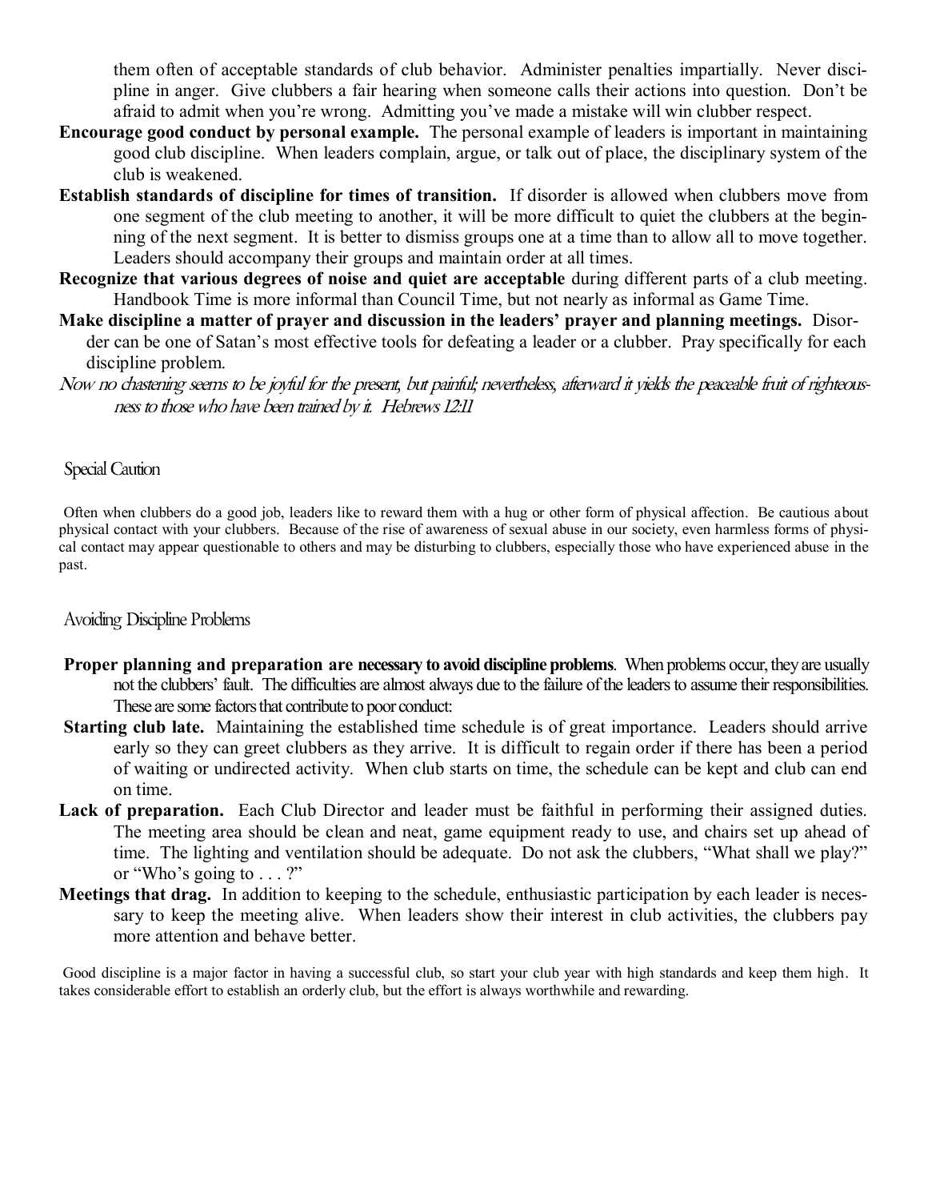them often of acceptable standards of club behavior. Administer penalties impartially. Never discipline in anger. Give clubbers a fair hearing when someone calls their actions into question. Don't be afraid to admit when you're wrong. Admitting you've made a mistake will win clubber respect.

**Encourage good conduct by personal example.** The personal example of leaders is important in maintaining good club discipline. When leaders complain, argue, or talk out of place, the disciplinary system of the club is weakened.

**Establish standards of discipline for times of transition.** If disorder is allowed when clubbers move from one segment of the club meeting to another, it will be more difficult to quiet the clubbers at the beginning of the next segment. It is better to dismiss groups one at a time than to allow all to move together. Leaders should accompany their groups and maintain order at all times.

**Recognize that various degrees of noise and quiet are acceptable** during different parts of a club meeting. Handbook Time is more informal than Council Time, but not nearly as informal as Game Time.

**Make discipline a matter of prayer and discussion in the leaders' prayer and planning meetings.** Disorder can be one of Satan's most effective tools for defeating a leader or a clubber. Pray specifically for each discipline problem.

*Now no chastening seems to be joyful for the present, but painful; nevertheless, afterward it yields the peaceable fruit of righteousness to those who have been trained by it. Hebrews 12:11*

## Special Caution

Often when clubbers do a good job, leaders like to reward them with a hug or other form of physical affection. Be cautious about physical contact with your clubbers. Because of the rise of awareness of sexual abuse in our society, even harmless forms of physical contact may appear questionable to others and may be disturbing to clubbers, especially those who have experienced abuse in the past.

## Avoiding Discipline Problems

**Proper planning and preparation are necessary to avoid discipline problems**. When problems occur, they are usually not the clubbers' fault. The difficulties are almost always due to the failure of the leaders to assume their responsibilities. These are some factors that contribute to poor conduct:

**Starting club late.** Maintaining the established time schedule is of great importance. Leaders should arrive early so they can greet clubbers as they arrive. It is difficult to regain order if there has been a period of waiting or undirected activity. When club starts on time, the schedule can be kept and club can end on time.

**Lack of preparation.** Each Club Director and leader must be faithful in performing their assigned duties. The meeting area should be clean and neat, game equipment ready to use, and chairs set up ahead of time. The lighting and ventilation should be adequate. Do not ask the clubbers, "What shall we play?" or "Who's going to . . . ?"

**Meetings that drag.** In addition to keeping to the schedule, enthusiastic participation by each leader is necessary to keep the meeting alive. When leaders show their interest in club activities, the clubbers pay more attention and behave better.

Good discipline is a major factor in having a successful club, so start your club year with high standards and keep them high. It takes considerable effort to establish an orderly club, but the effort is always worthwhile and rewarding.